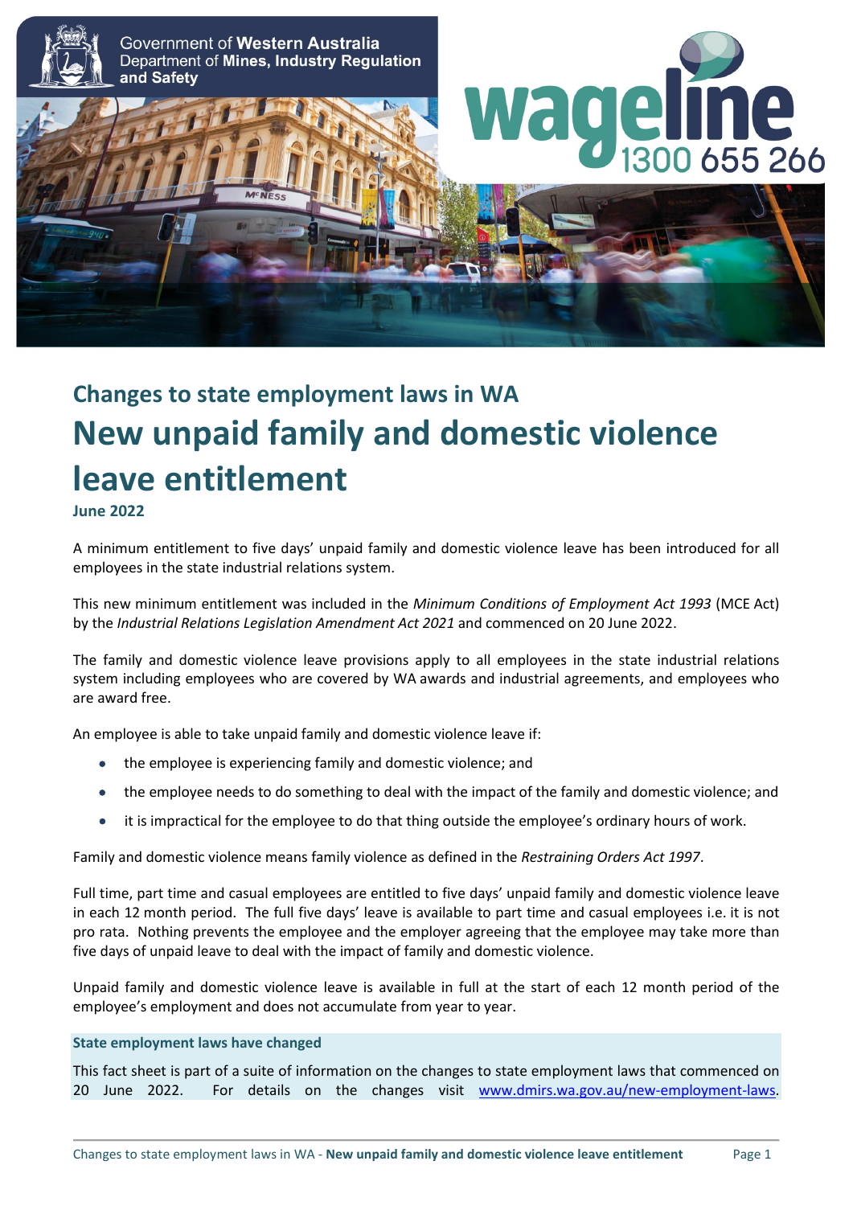Government of **Western Australia**
Department of **Mines, Industry Regulation and Safety**

**wageline** 1300 655 266

## Changes to state employment laws in WA

# New unpaid family and domestic violence leave entitlement

**June 2022**

A minimum entitlement to five days' unpaid family and domestic violence leave has been introduced for all employees in the state industrial relations system.

This new minimum entitlement was included in the *Minimum Conditions of Employment Act 1993* (MCE Act) by the *Industrial Relations Legislation Amendment Act 2021* and commenced on 20 June 2022.

The family and domestic violence leave provisions apply to all employees in the state industrial relations system including employees who are covered by WA awards and industrial agreements, and employees who are award free.

An employee is able to take unpaid family and domestic violence leave if:

- the employee is experiencing family and domestic violence; and
- the employee needs to do something to deal with the impact of the family and domestic violence; and
- it is impractical for the employee to do that thing outside the employee's ordinary hours of work.

Family and domestic violence means family violence as defined in the *Restraining Orders Act 1997*.

Full time, part time and casual employees are entitled to five days' unpaid family and domestic violence leave in each 12 month period. The full five days' leave is available to part time and casual employees i.e. it is not pro rata. Nothing prevents the employee and the employer agreeing that the employee may take more than five days of unpaid leave to deal with the impact of family and domestic violence.

Unpaid family and domestic violence leave is available in full at the start of each 12 month period of the employee's employment and does not accumulate from year to year.

**State employment laws have changed**

This fact sheet is part of a suite of information on the changes to state employment laws that commenced on 20 June 2022. For details on the changes visit www.dmirs.wa.gov.au/new-employment-laws.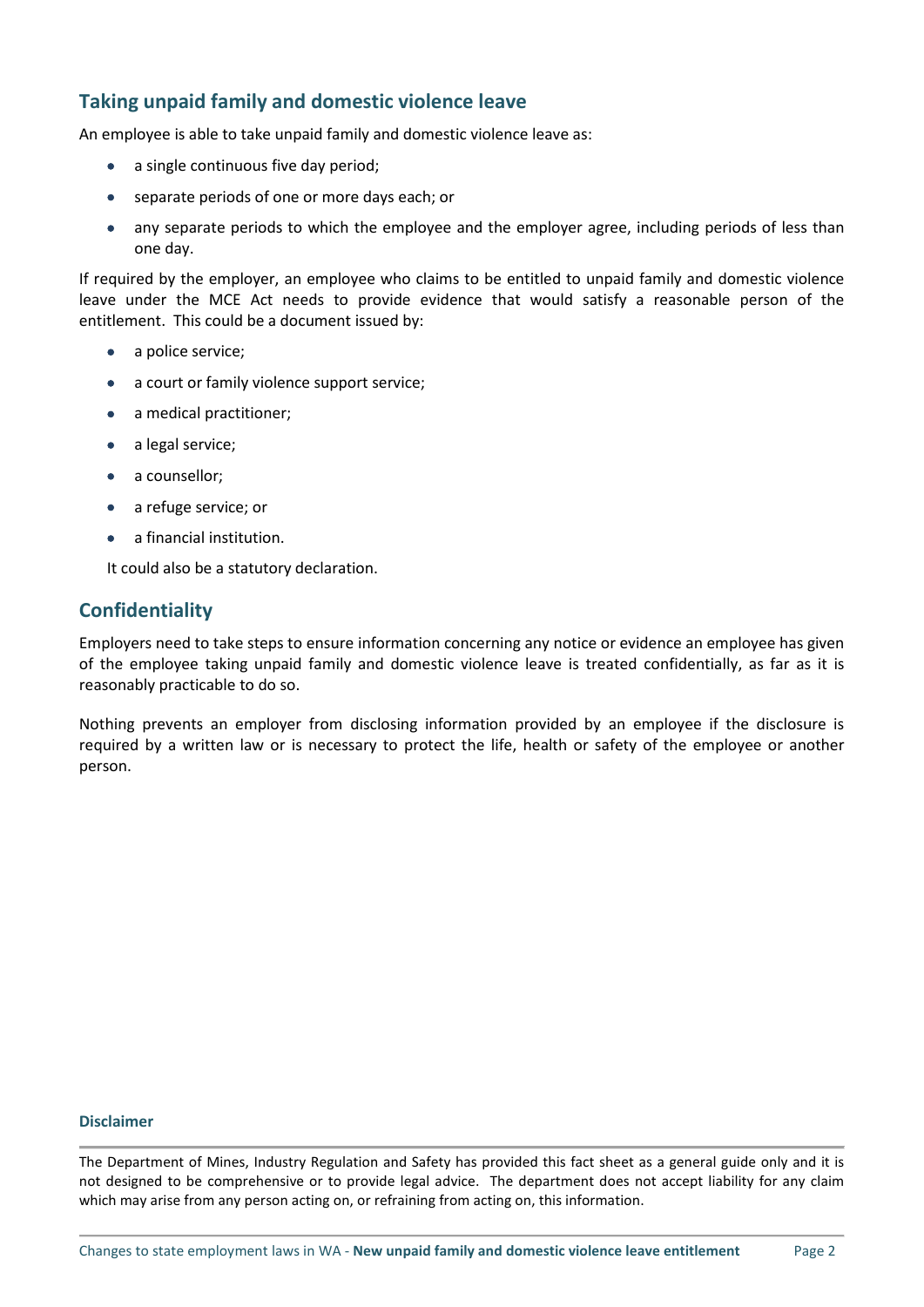## Taking unpaid family and domestic violence leave

An employee is able to take unpaid family and domestic violence leave as:

- a single continuous five day period;
- separate periods of one or more days each; or
- any separate periods to which the employee and the employer agree, including periods of less than one day.

If required by the employer, an employee who claims to be entitled to unpaid family and domestic violence leave under the MCE Act needs to provide evidence that would satisfy a reasonable person of the entitlement. This could be a document issued by:

- a police service;
- a court or family violence support service;
- a medical practitioner;
- a legal service;
- a counsellor;
- a refuge service; or
- a financial institution.

It could also be a statutory declaration.

## Confidentiality

Employers need to take steps to ensure information concerning any notice or evidence an employee has given of the employee taking unpaid family and domestic violence leave is treated confidentially, as far as it is reasonably practicable to do so.

Nothing prevents an employer from disclosing information provided by an employee if the disclosure is required by a written law or is necessary to protect the life, health or safety of the employee or another person.

#### Disclaimer

The Department of Mines, Industry Regulation and Safety has provided this fact sheet as a general guide only and it is not designed to be comprehensive or to provide legal advice. The department does not accept liability for any claim which may arise from any person acting on, or refraining from acting on, this information.